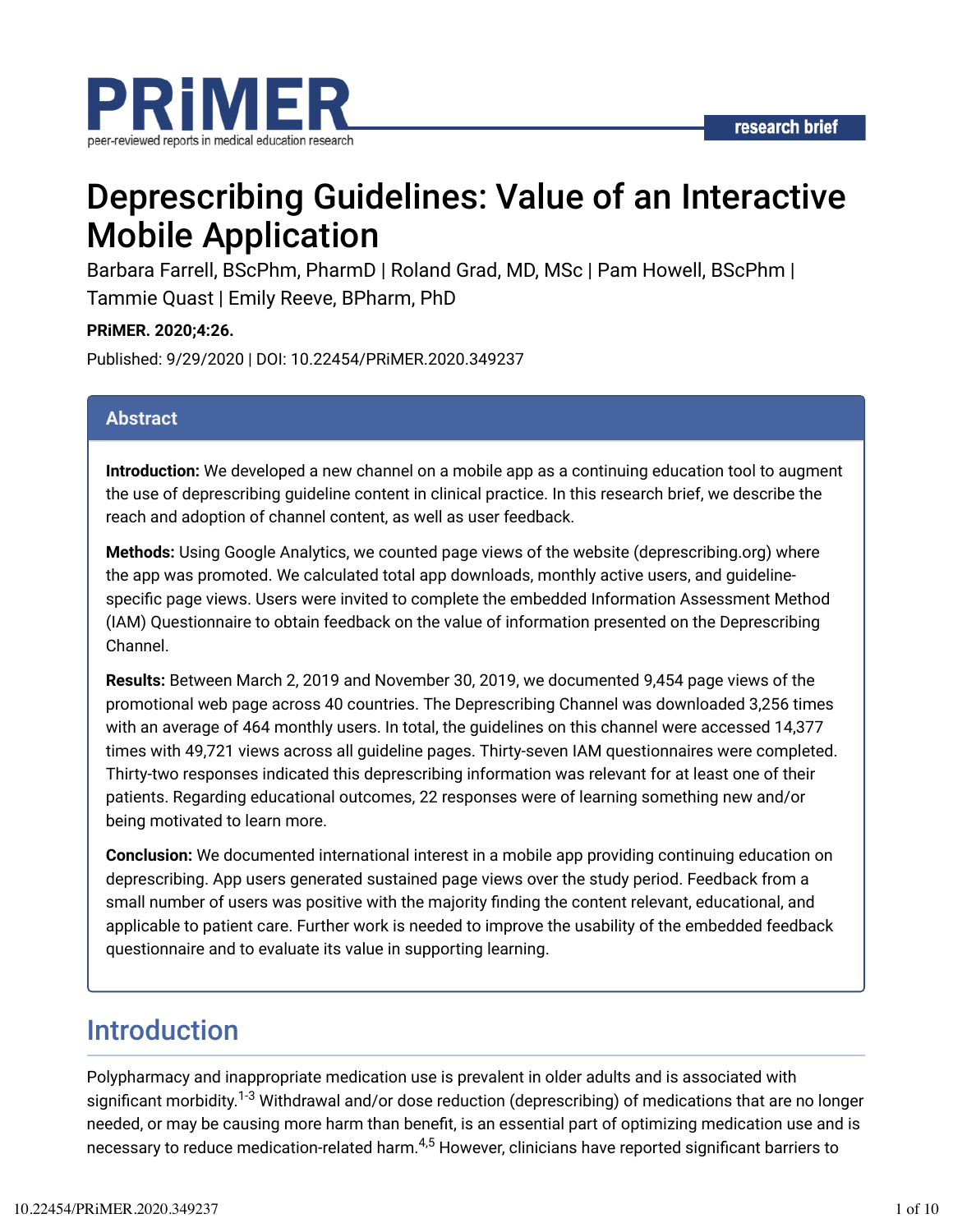PRiMER

peer-reviewed reports in medical education research

research brief

# Deprescribing Guidelines: Value of an Interactive Mobile Application

Barbara Farrell, BScPhm, PharmD | Roland Grad, MD, MSc | Pam Howell, BScPhm | Tammie Quast | Emily Reeve, BPharm, PhD

**PRiMER. 2020;4:26.**

Published: 9/29/2020 | DOI: 10.22454/PRiMER.2020.349237

## Abstract

**Introduction:** We developed a new channel on a mobile app as a continuing education tool to augment the use of deprescribing guideline content in clinical practice. In this research brief, we describe the reach and adoption of channel content, as well as user feedback.

**Methods:** Using Google Analytics, we counted page views of the website (deprescribing.org) where the app was promoted. We calculated total app downloads, monthly active users, and guideline-specific page views. Users were invited to complete the embedded Information Assessment Method (IAM) Questionnaire to obtain feedback on the value of information presented on the Deprescribing Channel.

**Results:** Between March 2, 2019 and November 30, 2019, we documented 9,454 page views of the promotional web page across 40 countries. The Deprescribing Channel was downloaded 3,256 times with an average of 464 monthly users. In total, the guidelines on this channel were accessed 14,377 times with 49,721 views across all guideline pages. Thirty-seven IAM questionnaires were completed. Thirty-two responses indicated this deprescribing information was relevant for at least one of their patients. Regarding educational outcomes, 22 responses were of learning something new and/or being motivated to learn more.

**Conclusion:** We documented international interest in a mobile app providing continuing education on deprescribing. App users generated sustained page views over the study period. Feedback from a small number of users was positive with the majority finding the content relevant, educational, and applicable to patient care. Further work is needed to improve the usability of the embedded feedback questionnaire and to evaluate its value in supporting learning.

## Introduction

Polypharmacy and inappropriate medication use is prevalent in older adults and is associated with significant morbidity.[1-3] Withdrawal and/or dose reduction (deprescribing) of medications that are no longer needed, or may be causing more harm than benefit, is an essential part of optimizing medication use and is necessary to reduce medication-related harm.[4,5] However, clinicians have reported significant barriers to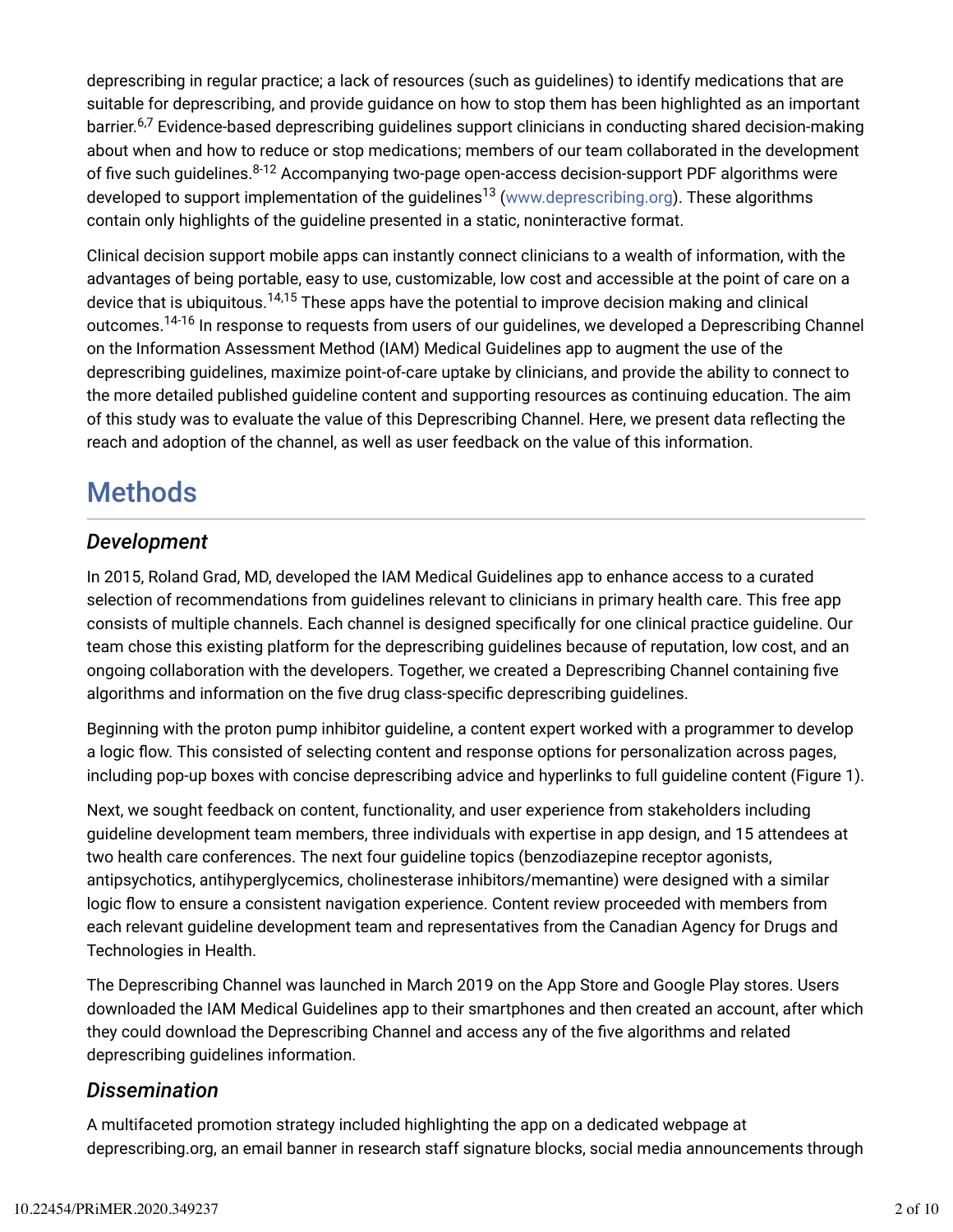deprescribing in regular practice; a lack of resources (such as guidelines) to identify medications that are suitable for deprescribing, and provide guidance on how to stop them has been highlighted as an important barrier.[6,7] Evidence-based deprescribing guidelines support clinicians in conducting shared decision-making about when and how to reduce or stop medications; members of our team collaborated in the development of five such guidelines.[8-12] Accompanying two-page open-access decision-support PDF algorithms were developed to support implementation of the guidelines[13] (www.deprescribing.org). These algorithms contain only highlights of the guideline presented in a static, noninteractive format.

Clinical decision support mobile apps can instantly connect clinicians to a wealth of information, with the advantages of being portable, easy to use, customizable, low cost and accessible at the point of care on a device that is ubiquitous.[14,15] These apps have the potential to improve decision making and clinical outcomes.[14-16] In response to requests from users of our guidelines, we developed a Deprescribing Channel on the Information Assessment Method (IAM) Medical Guidelines app to augment the use of the deprescribing guidelines, maximize point-of-care uptake by clinicians, and provide the ability to connect to the more detailed published guideline content and supporting resources as continuing education. The aim of this study was to evaluate the value of this Deprescribing Channel. Here, we present data reflecting the reach and adoption of the channel, as well as user feedback on the value of this information.

# Methods

### *Development*

In 2015, Roland Grad, MD, developed the IAM Medical Guidelines app to enhance access to a curated selection of recommendations from guidelines relevant to clinicians in primary health care. This free app consists of multiple channels. Each channel is designed specifically for one clinical practice guideline. Our team chose this existing platform for the deprescribing guidelines because of reputation, low cost, and an ongoing collaboration with the developers. Together, we created a Deprescribing Channel containing five algorithms and information on the five drug class-specific deprescribing guidelines.

Beginning with the proton pump inhibitor guideline, a content expert worked with a programmer to develop a logic flow. This consisted of selecting content and response options for personalization across pages, including pop-up boxes with concise deprescribing advice and hyperlinks to full guideline content (Figure 1).

Next, we sought feedback on content, functionality, and user experience from stakeholders including guideline development team members, three individuals with expertise in app design, and 15 attendees at two health care conferences. The next four guideline topics (benzodiazepine receptor agonists, antipsychotics, antihyperglycemics, cholinesterase inhibitors/memantine) were designed with a similar logic flow to ensure a consistent navigation experience. Content review proceeded with members from each relevant guideline development team and representatives from the Canadian Agency for Drugs and Technologies in Health.

The Deprescribing Channel was launched in March 2019 on the App Store and Google Play stores. Users downloaded the IAM Medical Guidelines app to their smartphones and then created an account, after which they could download the Deprescribing Channel and access any of the five algorithms and related deprescribing guidelines information.

### *Dissemination*

A multifaceted promotion strategy included highlighting the app on a dedicated webpage at deprescribing.org, an email banner in research staff signature blocks, social media announcements through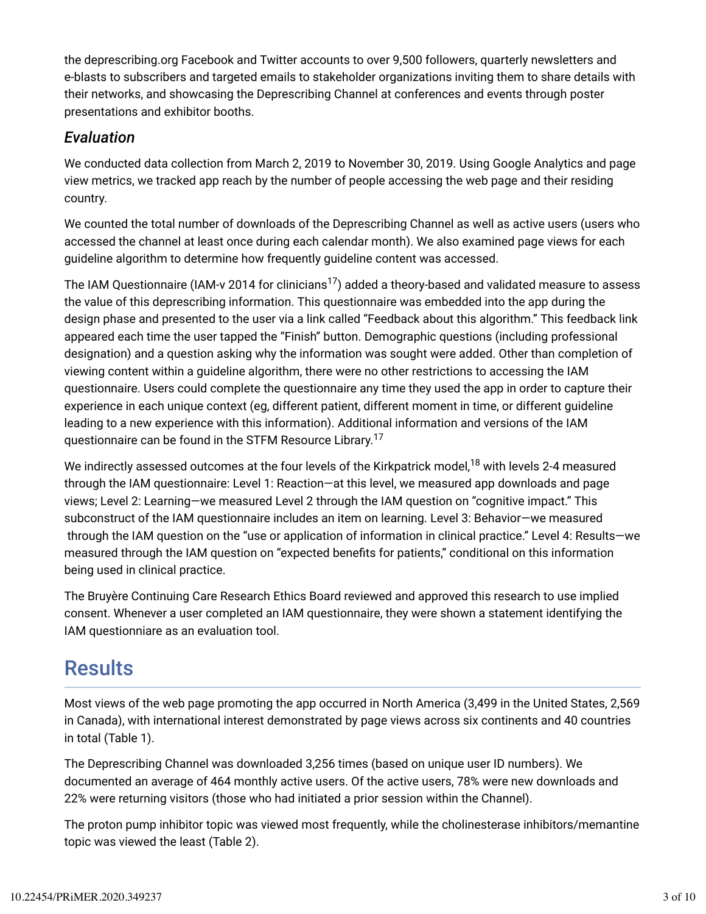the deprescribing.org Facebook and Twitter accounts to over 9,500 followers, quarterly newsletters and e-blasts to subscribers and targeted emails to stakeholder organizations inviting them to share details with their networks, and showcasing the Deprescribing Channel at conferences and events through poster presentations and exhibitor booths.

### *Evaluation*

We conducted data collection from March 2, 2019 to November 30, 2019. Using Google Analytics and page view metrics, we tracked app reach by the number of people accessing the web page and their residing country.

We counted the total number of downloads of the Deprescribing Channel as well as active users (users who accessed the channel at least once during each calendar month). We also examined page views for each guideline algorithm to determine how frequently guideline content was accessed.

The IAM Questionnaire (IAM-v 2014 for clinicians[17]) added a theory-based and validated measure to assess the value of this deprescribing information. This questionnaire was embedded into the app during the design phase and presented to the user via a link called "Feedback about this algorithm." This feedback link appeared each time the user tapped the "Finish" button. Demographic questions (including professional designation) and a question asking why the information was sought were added. Other than completion of viewing content within a guideline algorithm, there were no other restrictions to accessing the IAM questionnaire. Users could complete the questionnaire any time they used the app in order to capture their experience in each unique context (eg, different patient, different moment in time, or different guideline leading to a new experience with this information). Additional information and versions of the IAM questionnaire can be found in the STFM Resource Library.[17]

We indirectly assessed outcomes at the four levels of the Kirkpatrick model,[18] with levels 2-4 measured through the IAM questionnaire: Level 1: Reaction—at this level, we measured app downloads and page views; Level 2: Learning—we measured Level 2 through the IAM question on "cognitive impact." This subconstruct of the IAM questionnaire includes an item on learning. Level 3: Behavior—we measured through the IAM question on the "use or application of information in clinical practice." Level 4: Results—we measured through the IAM question on "expected benefits for patients," conditional on this information being used in clinical practice.

The Bruyère Continuing Care Research Ethics Board reviewed and approved this research to use implied consent. Whenever a user completed an IAM questionnaire, they were shown a statement identifying the IAM questionniare as an evaluation tool.

## Results

Most views of the web page promoting the app occurred in North America (3,499 in the United States, 2,569 in Canada), with international interest demonstrated by page views across six continents and 40 countries in total (Table 1).

The Deprescribing Channel was downloaded 3,256 times (based on unique user ID numbers). We documented an average of 464 monthly active users. Of the active users, 78% were new downloads and 22% were returning visitors (those who had initiated a prior session within the Channel).

The proton pump inhibitor topic was viewed most frequently, while the cholinesterase inhibitors/memantine topic was viewed the least (Table 2).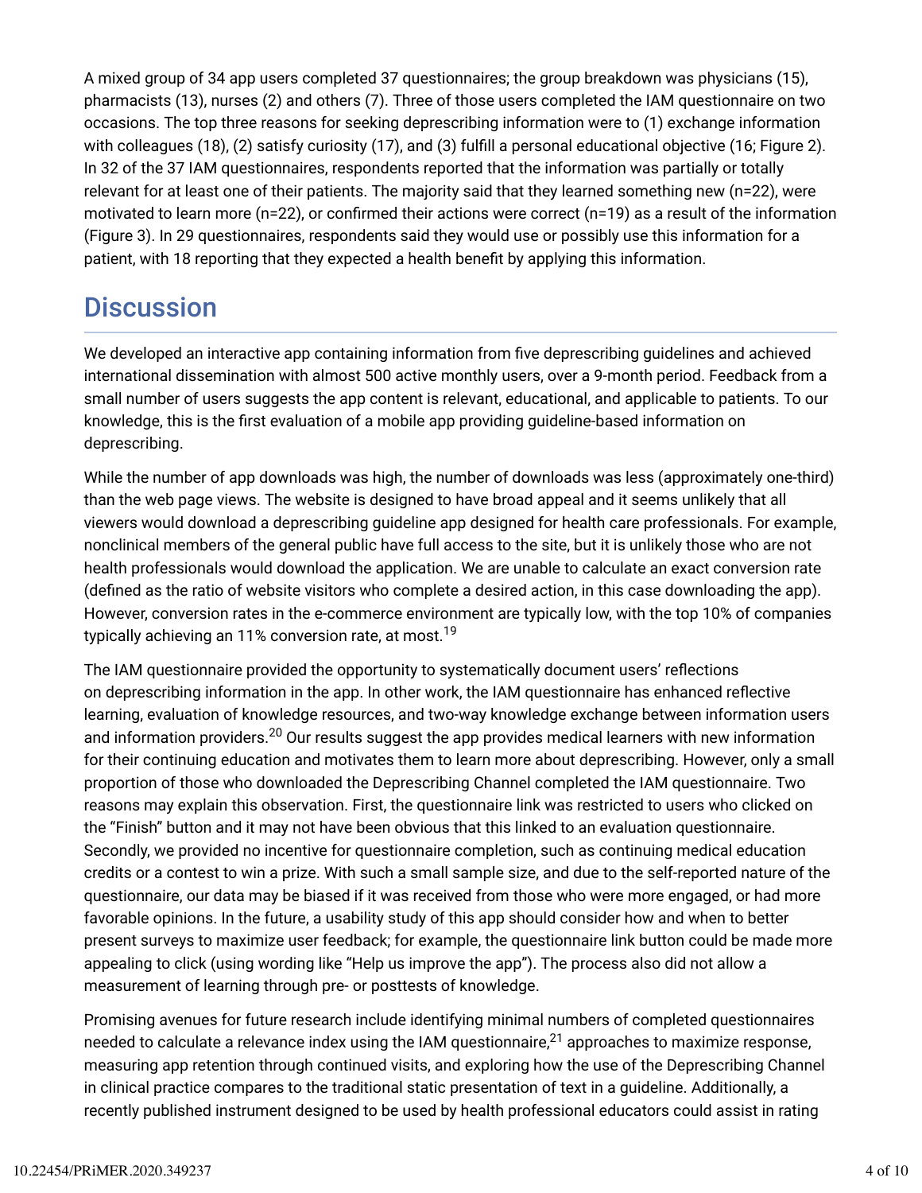A mixed group of 34 app users completed 37 questionnaires; the group breakdown was physicians (15), pharmacists (13), nurses (2) and others (7). Three of those users completed the IAM questionnaire on two occasions. The top three reasons for seeking deprescribing information were to (1) exchange information with colleagues (18), (2) satisfy curiosity (17), and (3) fulfill a personal educational objective (16; Figure 2). In 32 of the 37 IAM questionnaires, respondents reported that the information was partially or totally relevant for at least one of their patients. The majority said that they learned something new (n=22), were motivated to learn more (n=22), or confirmed their actions were correct (n=19) as a result of the information (Figure 3). In 29 questionnaires, respondents said they would use or possibly use this information for a patient, with 18 reporting that they expected a health benefit by applying this information.

## Discussion

We developed an interactive app containing information from five deprescribing guidelines and achieved international dissemination with almost 500 active monthly users, over a 9-month period. Feedback from a small number of users suggests the app content is relevant, educational, and applicable to patients. To our knowledge, this is the first evaluation of a mobile app providing guideline-based information on deprescribing.

While the number of app downloads was high, the number of downloads was less (approximately one-third) than the web page views. The website is designed to have broad appeal and it seems unlikely that all viewers would download a deprescribing guideline app designed for health care professionals. For example, nonclinical members of the general public have full access to the site, but it is unlikely those who are not health professionals would download the application. We are unable to calculate an exact conversion rate (defined as the ratio of website visitors who complete a desired action, in this case downloading the app). However, conversion rates in the e-commerce environment are typically low, with the top 10% of companies typically achieving an 11% conversion rate, at most.[19]

The IAM questionnaire provided the opportunity to systematically document users' reflections on deprescribing information in the app. In other work, the IAM questionnaire has enhanced reflective learning, evaluation of knowledge resources, and two-way knowledge exchange between information users and information providers.[20] Our results suggest the app provides medical learners with new information for their continuing education and motivates them to learn more about deprescribing. However, only a small proportion of those who downloaded the Deprescribing Channel completed the IAM questionnaire. Two reasons may explain this observation. First, the questionnaire link was restricted to users who clicked on the "Finish" button and it may not have been obvious that this linked to an evaluation questionnaire. Secondly, we provided no incentive for questionnaire completion, such as continuing medical education credits or a contest to win a prize. With such a small sample size, and due to the self-reported nature of the questionnaire, our data may be biased if it was received from those who were more engaged, or had more favorable opinions. In the future, a usability study of this app should consider how and when to better present surveys to maximize user feedback; for example, the questionnaire link button could be made more appealing to click (using wording like "Help us improve the app"). The process also did not allow a measurement of learning through pre- or posttests of knowledge.

Promising avenues for future research include identifying minimal numbers of completed questionnaires needed to calculate a relevance index using the IAM questionnaire,[21] approaches to maximize response, measuring app retention through continued visits, and exploring how the use of the Deprescribing Channel in clinical practice compares to the traditional static presentation of text in a guideline. Additionally, a recently published instrument designed to be used by health professional educators could assist in rating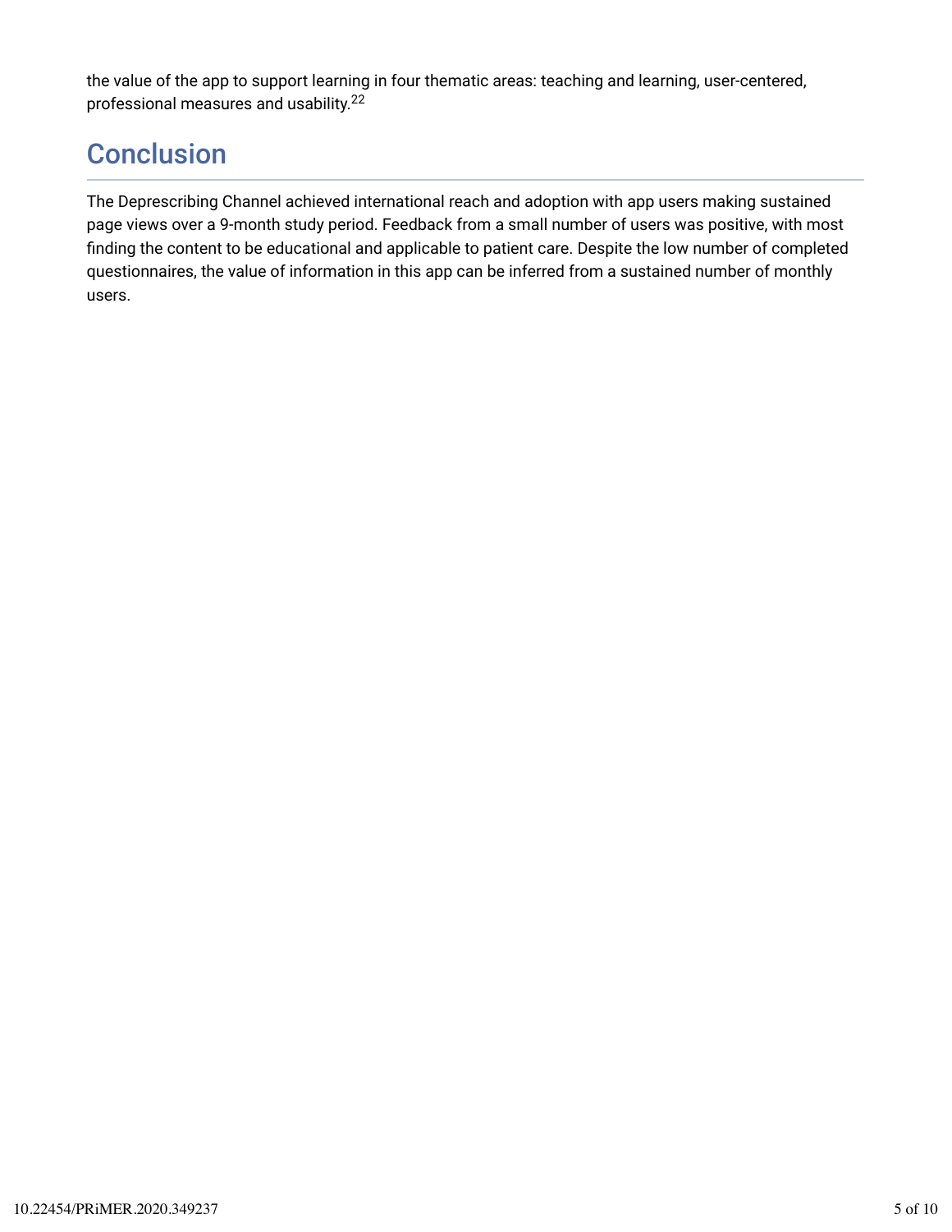the value of the app to support learning in four thematic areas: teaching and learning, user-centered, professional measures and usability.[22]

## Conclusion

The Deprescribing Channel achieved international reach and adoption with app users making sustained page views over a 9-month study period. Feedback from a small number of users was positive, with most finding the content to be educational and applicable to patient care. Despite the low number of completed questionnaires, the value of information in this app can be inferred from a sustained number of monthly users.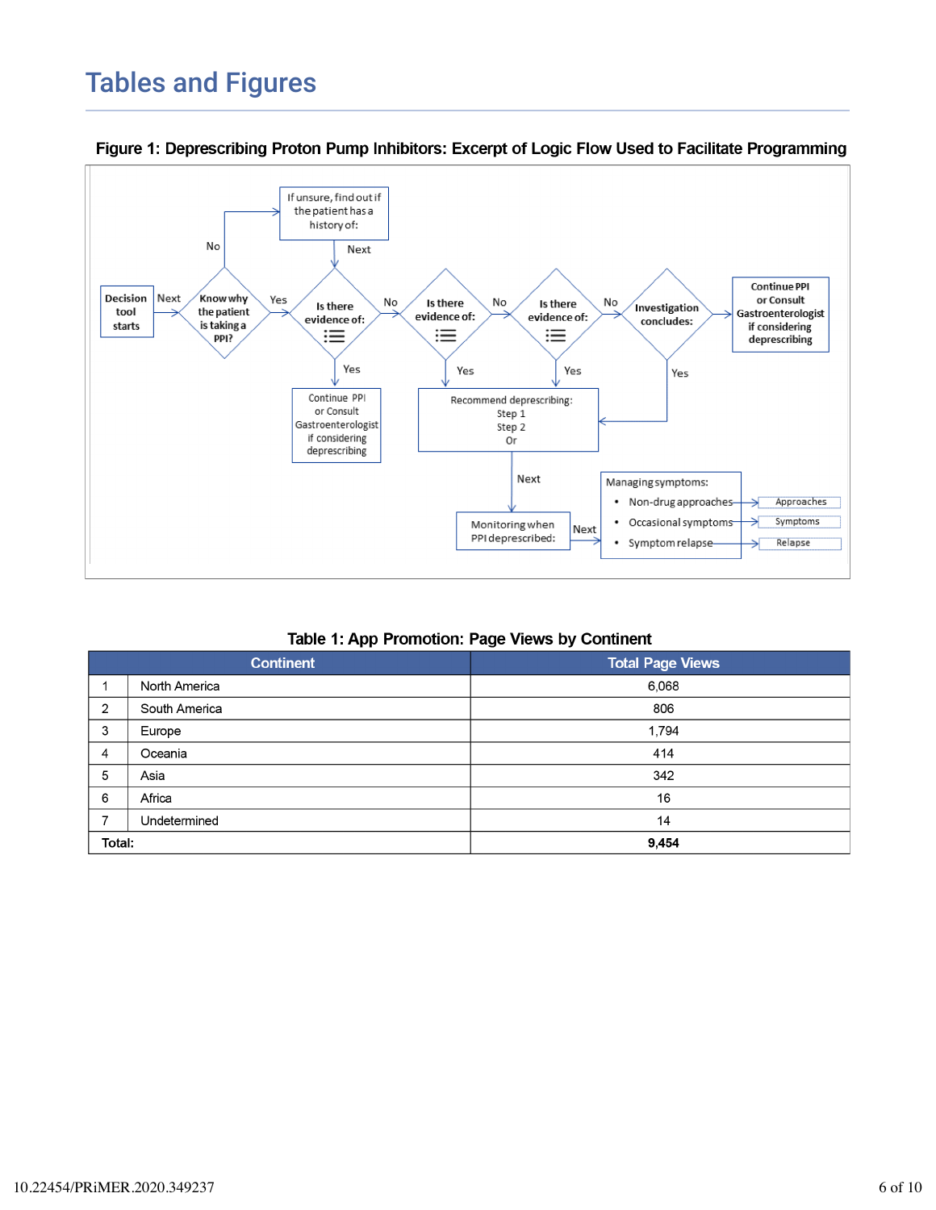# Tables and Figures

**Figure 1: Deprescribing Proton Pump Inhibitors: Excerpt of Logic Flow Used to Facilitate Programming**

**Table 1: App Promotion: Page Views by Continent**

| | Continent | Total Page Views |
|---|---|---|
| 1 | North America | 6,068 |
| 2 | South America | 806 |
| 3 | Europe | 1,794 |
| 4 | Oceania | 414 |
| 5 | Asia | 342 |
| 6 | Africa | 16 |
| 7 | Undetermined | 14 |
| **Total:** | | **9,454** |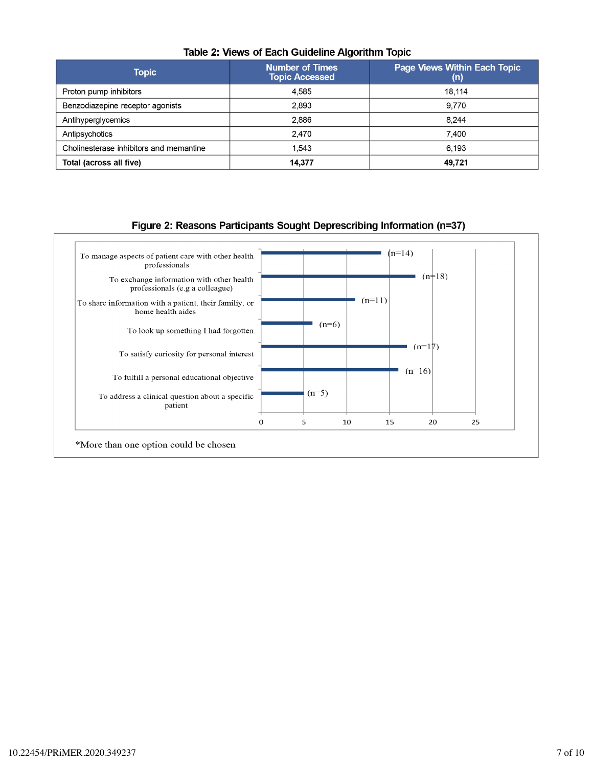**Table 2: Views of Each Guideline Algorithm Topic**

| Topic | Number of Times Topic Accessed | Page Views Within Each Topic (n) |
|---|---|---|
| Proton pump inhibitors | 4,585 | 18,114 |
| Benzodiazepine receptor agonists | 2,893 | 9,770 |
| Antihyperglycemics | 2,886 | 8,244 |
| Antipsychotics | 2,470 | 7,400 |
| Cholinesterase inhibitors and memantine | 1,543 | 6,193 |
| **Total (across all five)** | **14,377** | **49,721** |

**Figure 2: Reasons Participants Sought Deprescribing Information (n=37)**

| Reason | n |
|---|---|
| To manage aspects of patient care with other health professionals | 14 |
| To exchange information with other health professionals (e.g a colleague) | 18 |
| To share information with a patient, their familiy, or home health aides | 11 |
| To look up something I had forgotten | 6 |
| To satisfy curiosity for personal interest | 17 |
| To fulfill a personal educational objective | 16 |
| To address a clinical question about a specific patient | 5 |

*More than one option could be chosen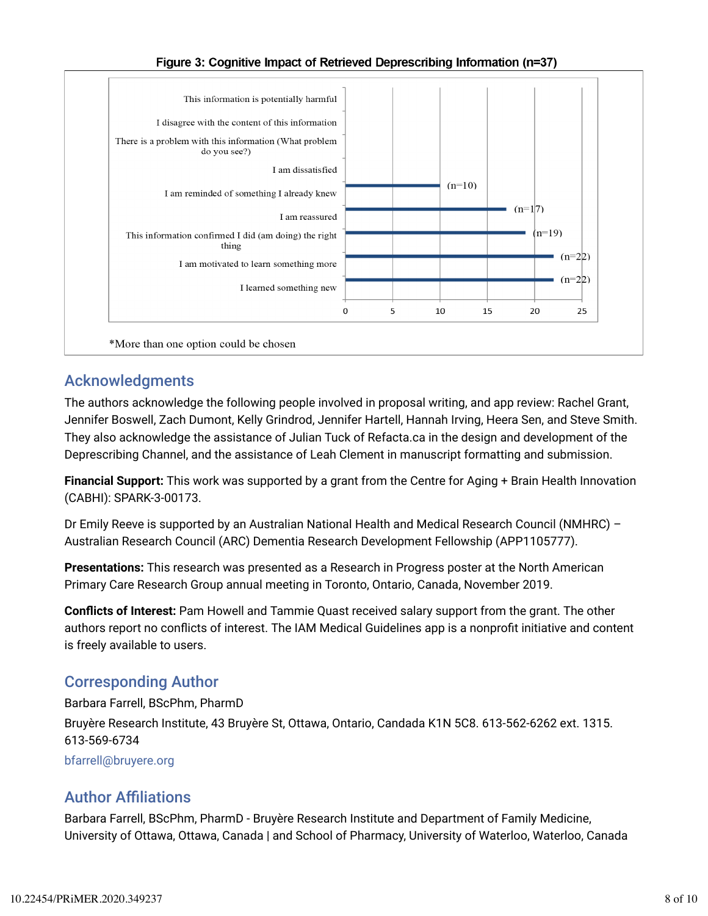**Figure 3: Cognitive Impact of Retrieved Deprescribing Information (n=37)**

| Item | n |
|---|---|
| This information is potentially harmful | |
| I disagree with the content of this information | |
| There is a problem with this information (What problem do you see?) | |
| I am dissatisfied | |
| I am reminded of something I already knew | 10 |
| I am reassured | 17 |
| This information confirmed I did (am doing) the right thing | 19 |
| I am motivated to learn something more | 22 |
| I learned something new | 22 |

*More than one option could be chosen

## Acknowledgments

The authors acknowledge the following people involved in proposal writing, and app review: Rachel Grant, Jennifer Boswell, Zach Dumont, Kelly Grindrod, Jennifer Hartell, Hannah Irving, Heera Sen, and Steve Smith. They also acknowledge the assistance of Julian Tuck of Refacta.ca in the design and development of the Deprescribing Channel, and the assistance of Leah Clement in manuscript formatting and submission.

**Financial Support:** This work was supported by a grant from the Centre for Aging + Brain Health Innovation (CABHI): SPARK-3-00173.

Dr Emily Reeve is supported by an Australian National Health and Medical Research Council (NMHRC) – Australian Research Council (ARC) Dementia Research Development Fellowship (APP1105777).

**Presentations:** This research was presented as a Research in Progress poster at the North American Primary Care Research Group annual meeting in Toronto, Ontario, Canada, November 2019.

**Conflicts of Interest:** Pam Howell and Tammie Quast received salary support from the grant. The other authors report no conflicts of interest. The IAM Medical Guidelines app is a nonprofit initiative and content is freely available to users.

## Corresponding Author

Barbara Farrell, BScPhm, PharmD

Bruyère Research Institute, 43 Bruyère St, Ottawa, Ontario, Candada K1N 5C8. 613-562-6262 ext. 1315. 613-569-6734

bfarrell@bruyere.org

## Author Affiliations

Barbara Farrell, BScPhm, PharmD - Bruyère Research Institute and Department of Family Medicine, University of Ottawa, Ottawa, Canada | and School of Pharmacy, University of Waterloo, Waterloo, Canada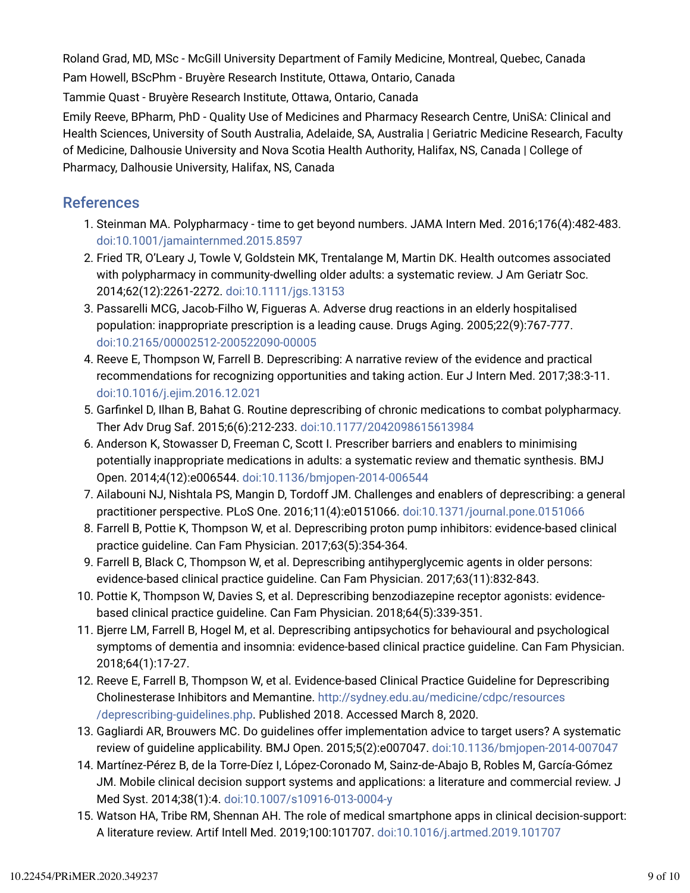Roland Grad, MD, MSc - McGill University Department of Family Medicine, Montreal, Quebec, Canada

Pam Howell, BScPhm - Bruyère Research Institute, Ottawa, Ontario, Canada

Tammie Quast - Bruyère Research Institute, Ottawa, Ontario, Canada

Emily Reeve, BPharm, PhD - Quality Use of Medicines and Pharmacy Research Centre, UniSA: Clinical and Health Sciences, University of South Australia, Adelaide, SA, Australia | Geriatric Medicine Research, Faculty of Medicine, Dalhousie University and Nova Scotia Health Authority, Halifax, NS, Canada | College of Pharmacy, Dalhousie University, Halifax, NS, Canada

## References

1. Steinman MA. Polypharmacy - time to get beyond numbers. JAMA Intern Med. 2016;176(4):482-483. doi:10.1001/jamainternmed.2015.8597
2. Fried TR, O'Leary J, Towle V, Goldstein MK, Trentalange M, Martin DK. Health outcomes associated with polypharmacy in community-dwelling older adults: a systematic review. J Am Geriatr Soc. 2014;62(12):2261-2272. doi:10.1111/jgs.13153
3. Passarelli MCG, Jacob-Filho W, Figueras A. Adverse drug reactions in an elderly hospitalised population: inappropriate prescription is a leading cause. Drugs Aging. 2005;22(9):767-777. doi:10.2165/00002512-200522090-00005
4. Reeve E, Thompson W, Farrell B. Deprescribing: A narrative review of the evidence and practical recommendations for recognizing opportunities and taking action. Eur J Intern Med. 2017;38:3-11. doi:10.1016/j.ejim.2016.12.021
5. Garfinkel D, Ilhan B, Bahat G. Routine deprescribing of chronic medications to combat polypharmacy. Ther Adv Drug Saf. 2015;6(6):212-233. doi:10.1177/2042098615613984
6. Anderson K, Stowasser D, Freeman C, Scott I. Prescriber barriers and enablers to minimising potentially inappropriate medications in adults: a systematic review and thematic synthesis. BMJ Open. 2014;4(12):e006544. doi:10.1136/bmjopen-2014-006544
7. Ailabouni NJ, Nishtala PS, Mangin D, Tordoff JM. Challenges and enablers of deprescribing: a general practitioner perspective. PLoS One. 2016;11(4):e0151066. doi:10.1371/journal.pone.0151066
8. Farrell B, Pottie K, Thompson W, et al. Deprescribing proton pump inhibitors: evidence-based clinical practice guideline. Can Fam Physician. 2017;63(5):354-364.
9. Farrell B, Black C, Thompson W, et al. Deprescribing antihyperglycemic agents in older persons: evidence-based clinical practice guideline. Can Fam Physician. 2017;63(11):832-843.
10. Pottie K, Thompson W, Davies S, et al. Deprescribing benzodiazepine receptor agonists: evidence-based clinical practice guideline. Can Fam Physician. 2018;64(5):339-351.
11. Bjerre LM, Farrell B, Hogel M, et al. Deprescribing antipsychotics for behavioural and psychological symptoms of dementia and insomnia: evidence-based clinical practice guideline. Can Fam Physician. 2018;64(1):17-27.
12. Reeve E, Farrell B, Thompson W, et al. Evidence-based Clinical Practice Guideline for Deprescribing Cholinesterase Inhibitors and Memantine. http://sydney.edu.au/medicine/cdpc/resources/deprescribing-guidelines.php. Published 2018. Accessed March 8, 2020.
13. Gagliardi AR, Brouwers MC. Do guidelines offer implementation advice to target users? A systematic review of guideline applicability. BMJ Open. 2015;5(2):e007047. doi:10.1136/bmjopen-2014-007047
14. Martínez-Pérez B, de la Torre-Díez I, López-Coronado M, Sainz-de-Abajo B, Robles M, García-Gómez JM. Mobile clinical decision support systems and applications: a literature and commercial review. J Med Syst. 2014;38(1):4. doi:10.1007/s10916-013-0004-y
15. Watson HA, Tribe RM, Shennan AH. The role of medical smartphone apps in clinical decision-support: A literature review. Artif Intell Med. 2019;100:101707. doi:10.1016/j.artmed.2019.101707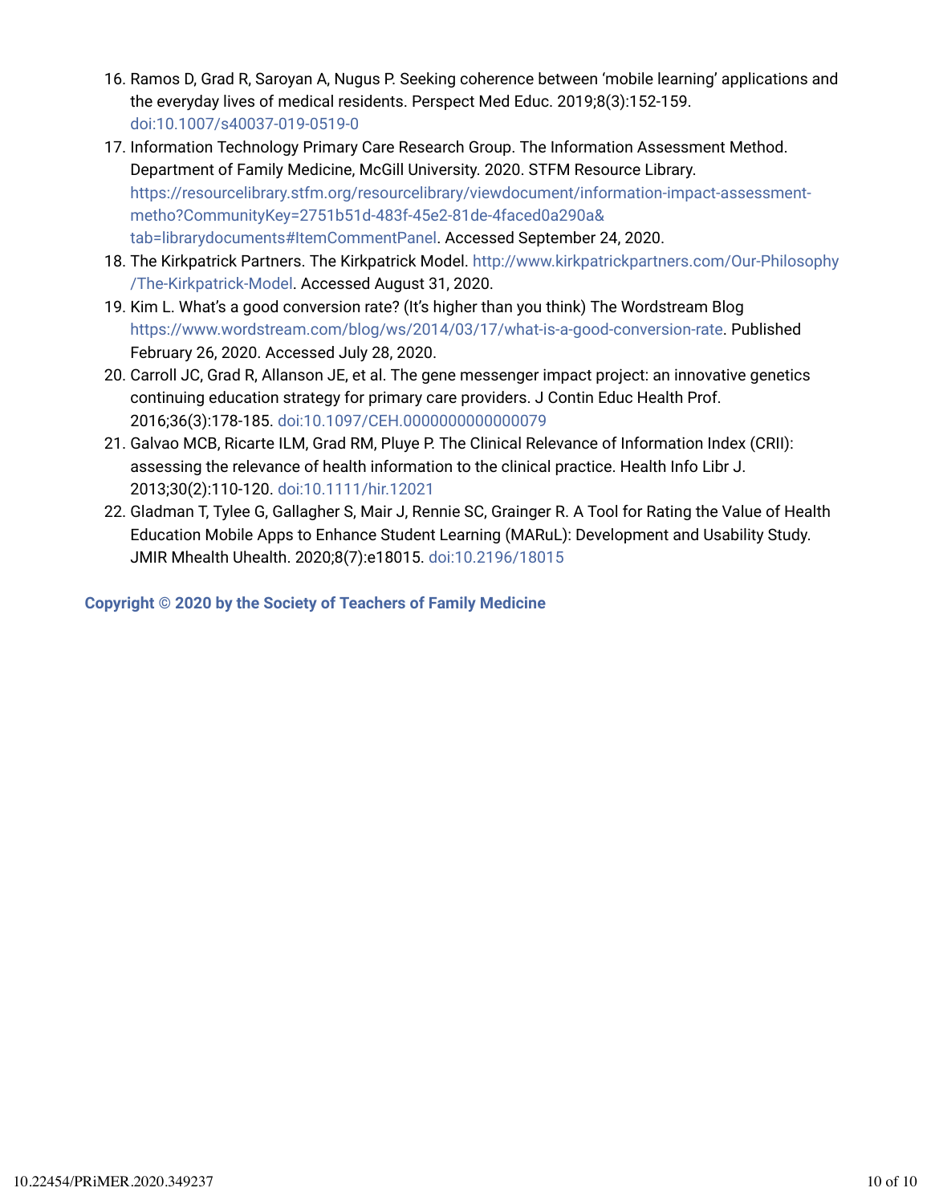16. Ramos D, Grad R, Saroyan A, Nugus P. Seeking coherence between 'mobile learning' applications and the everyday lives of medical residents. Perspect Med Educ. 2019;8(3):152-159. doi:10.1007/s40037-019-0519-0
17. Information Technology Primary Care Research Group. The Information Assessment Method. Department of Family Medicine, McGill University. 2020. STFM Resource Library. https://resourcelibrary.stfm.org/resourcelibrary/viewdocument/information-impact-assessment-metho?CommunityKey=2751b51d-483f-45e2-81de-4faced0a290a&tab=librarydocuments#ItemCommentPanel. Accessed September 24, 2020.
18. The Kirkpatrick Partners. The Kirkpatrick Model. http://www.kirkpatrickpartners.com/Our-Philosophy/The-Kirkpatrick-Model. Accessed August 31, 2020.
19. Kim L. What's a good conversion rate? (It's higher than you think) The Wordstream Blog https://www.wordstream.com/blog/ws/2014/03/17/what-is-a-good-conversion-rate. Published February 26, 2020. Accessed July 28, 2020.
20. Carroll JC, Grad R, Allanson JE, et al. The gene messenger impact project: an innovative genetics continuing education strategy for primary care providers. J Contin Educ Health Prof. 2016;36(3):178-185. doi:10.1097/CEH.0000000000000079
21. Galvao MCB, Ricarte ILM, Grad RM, Pluye P. The Clinical Relevance of Information Index (CRII): assessing the relevance of health information to the clinical practice. Health Info Libr J. 2013;30(2):110-120. doi:10.1111/hir.12021
22. Gladman T, Tylee G, Gallagher S, Mair J, Rennie SC, Grainger R. A Tool for Rating the Value of Health Education Mobile Apps to Enhance Student Learning (MARuL): Development and Usability Study. JMIR Mhealth Uhealth. 2020;8(7):e18015. doi:10.2196/18015

**Copyright © 2020 by the Society of Teachers of Family Medicine**